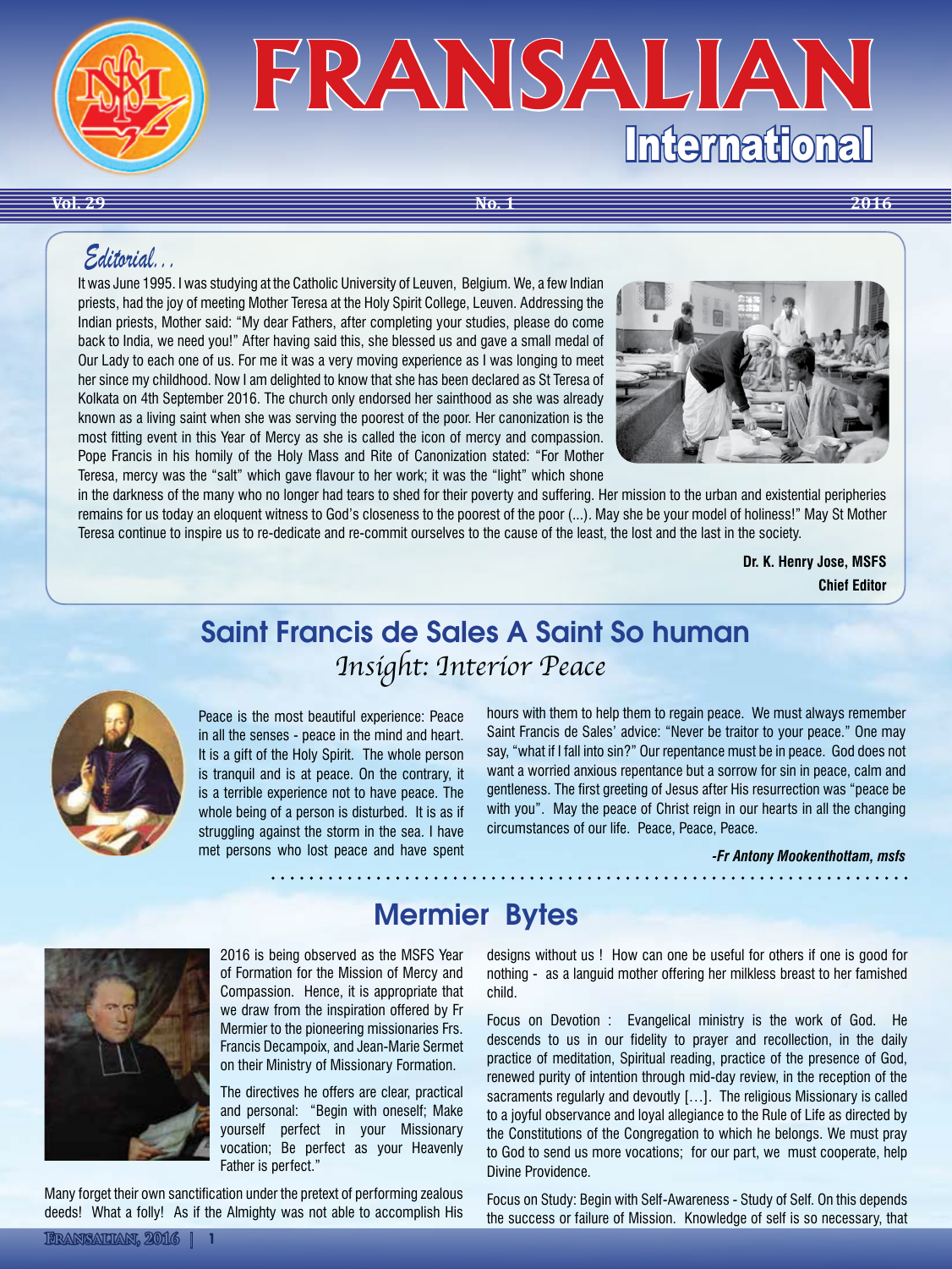# FRANSALIAN International

Vol. 29 No. 1 2016

## Editorial...

It was June 1995. I was studying at the Catholic University of Leuven, Belgium. We, a few Indian priests, had the joy of meeting Mother Teresa at the Holy Spirit College, Leuven. Addressing the Indian priests, Mother said: "My dear Fathers, after completing your studies, please do come back to India, we need you!" After having said this, she blessed us and gave a small medal of Our Lady to each one of us. For me it was a very moving experience as I was longing to meet her since my childhood. Now I am delighted to know that she has been declared as St Teresa of Kolkata on 4th September 2016. The church only endorsed her sainthood as she was already known as a living saint when she was serving the poorest of the poor. Her canonization is the most fitting event in this Year of Mercy as she is called the icon of mercy and compassion. Pope Francis in his homily of the Holy Mass and Rite of Canonization stated: "For Mother Teresa, mercy was the "salt" which gave flavour to her work; it was the "light" which shone in the darkness of the many who no longer had tears to shed for their poverty and suffering. Her mission to the urban and existential peripheries remains for us today an eloquent witness to God's closeness to the poorest of the poor (...). May she be your model of holiness!" May St Mother Teresa continue to inspire us to re-dedicate and re-commit ourselves to the cause of the least, the lost and the last in the society.

**Dr. K. Henry Jose, MSFS**
**Chief Editor**

## Saint Francis de Sales A Saint So human

### *Insight: Interior Peace*

Peace is the most beautiful experience: Peace in all the senses - peace in the mind and heart. It is a gift of the Holy Spirit. The whole person is tranquil and is at peace. On the contrary, it is a terrible experience not to have peace. The whole being of a person is disturbed. It is as if struggling against the storm in the sea. I have met persons who lost peace and have spent hours with them to help them to regain peace. We must always remember Saint Francis de Sales' advice: "Never be traitor to your peace." One may say, "what if I fall into sin?" Our repentance must be in peace. God does not want a worried anxious repentance but a sorrow for sin in peace, calm and gentleness. The first greeting of Jesus after His resurrection was "peace be with you". May the peace of Christ reign in our hearts in all the changing circumstances of our life. Peace, Peace, Peace.

***-Fr Antony Mookenthottam, msfs***

## Mermier Bytes

2016 is being observed as the MSFS Year of Formation for the Mission of Mercy and Compassion. Hence, it is appropriate that we draw from the inspiration offered by Fr Mermier to the pioneering missionaries Frs. Francis Decampoix, and Jean-Marie Sermet on their Ministry of Missionary Formation.

The directives he offers are clear, practical and personal: "Begin with oneself; Make yourself perfect in your Missionary vocation; Be perfect as your Heavenly Father is perfect."

Many forget their own sanctification under the pretext of performing zealous deeds! What a folly! As if the Almighty was not able to accomplish His designs without us ! How can one be useful for others if one is good for nothing - as a languid mother offering her milkless breast to her famished child.

Focus on Devotion : Evangelical ministry is the work of God. He descends to us in our fidelity to prayer and recollection, in the daily practice of meditation, Spiritual reading, practice of the presence of God, renewed purity of intention through mid-day review, in the reception of the sacraments regularly and devoutly […]. The religious Missionary is called to a joyful observance and loyal allegiance to the Rule of Life as directed by the Constitutions of the Congregation to which he belongs. We must pray to God to send us more vocations; for our part, we must cooperate, help Divine Providence.

Focus on Study: Begin with Self-Awareness - Study of Self. On this depends the success or failure of Mission. Knowledge of self is so necessary, that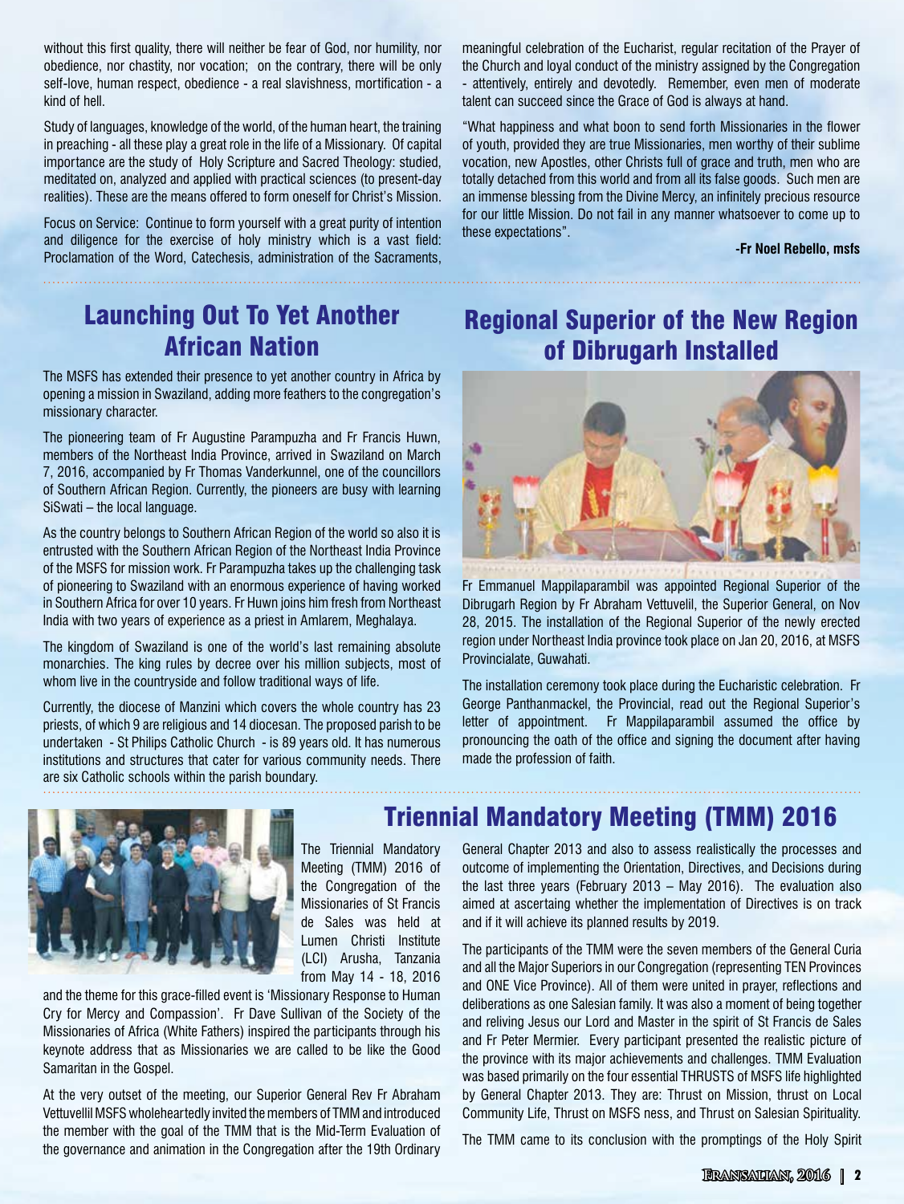without this first quality, there will neither be fear of God, nor humility, nor obedience, nor chastity, nor vocation; on the contrary, there will be only self-love, human respect, obedience - a real slavishness, mortification - a kind of hell.

Study of languages, knowledge of the world, of the human heart, the training in preaching - all these play a great role in the life of a Missionary. Of capital importance are the study of Holy Scripture and Sacred Theology: studied, meditated on, analyzed and applied with practical sciences (to present-day realities). These are the means offered to form oneself for Christ's Mission.

Focus on Service: Continue to form yourself with a great purity of intention and diligence for the exercise of holy ministry which is a vast field: Proclamation of the Word, Catechesis, administration of the Sacraments, meaningful celebration of the Eucharist, regular recitation of the Prayer of the Church and loyal conduct of the ministry assigned by the Congregation - attentively, entirely and devotedly. Remember, even men of moderate talent can succeed since the Grace of God is always at hand.

"What happiness and what boon to send forth Missionaries in the flower of youth, provided they are true Missionaries, men worthy of their sublime vocation, new Apostles, other Christs full of grace and truth, men who are totally detached from this world and from all its false goods. Such men are an immense blessing from the Divine Mercy, an infinitely precious resource for our little Mission. Do not fail in any manner whatsoever to come up to these expectations".

**-Fr Noel Rebello, msfs**

## Launching Out To Yet Another African Nation

The MSFS has extended their presence to yet another country in Africa by opening a mission in Swaziland, adding more feathers to the congregation's missionary character.

The pioneering team of Fr Augustine Parampuzha and Fr Francis Huwn, members of the Northeast India Province, arrived in Swaziland on March 7, 2016, accompanied by Fr Thomas Vanderkunnel, one of the councillors of Southern African Region. Currently, the pioneers are busy with learning SiSwati – the local language.

As the country belongs to Southern African Region of the world so also it is entrusted with the Southern African Region of the Northeast India Province of the MSFS for mission work. Fr Parampuzha takes up the challenging task of pioneering to Swaziland with an enormous experience of having worked in Southern Africa for over 10 years. Fr Huwn joins him fresh from Northeast India with two years of experience as a priest in Amlarem, Meghalaya.

The kingdom of Swaziland is one of the world's last remaining absolute monarchies. The king rules by decree over his million subjects, most of whom live in the countryside and follow traditional ways of life.

Currently, the diocese of Manzini which covers the whole country has 23 priests, of which 9 are religious and 14 diocesan. The proposed parish to be undertaken - St Philips Catholic Church - is 89 years old. It has numerous institutions and structures that cater for various community needs. There are six Catholic schools within the parish boundary.

## Regional Superior of the New Region of Dibrugarh Installed

Fr Emmanuel Mappilaparambil was appointed Regional Superior of the Dibrugarh Region by Fr Abraham Vettuvelil, the Superior General, on Nov 28, 2015. The installation of the Regional Superior of the newly erected region under Northeast India province took place on Jan 20, 2016, at MSFS Provincialate, Guwahati.

The installation ceremony took place during the Eucharistic celebration. Fr George Panthanmackel, the Provincial, read out the Regional Superior's letter of appointment. Fr Mappilaparambil assumed the office by pronouncing the oath of the office and signing the document after having made the profession of faith.

## Triennial Mandatory Meeting (TMM) 2016

The Triennial Mandatory Meeting (TMM) 2016 of the Congregation of the Missionaries of St Francis de Sales was held at Lumen Christi Institute (LCI) Arusha, Tanzania from May 14 - 18, 2016 and the theme for this grace-filled event is 'Missionary Response to Human Cry for Mercy and Compassion'. Fr Dave Sullivan of the Society of the Missionaries of Africa (White Fathers) inspired the participants through his keynote address that as Missionaries we are called to be like the Good Samaritan in the Gospel.

At the very outset of the meeting, our Superior General Rev Fr Abraham Vettuvellil MSFS wholeheartedly invited the members of TMM and introduced the member with the goal of the TMM that is the Mid-Term Evaluation of the governance and animation in the Congregation after the 19th Ordinary General Chapter 2013 and also to assess realistically the processes and outcome of implementing the Orientation, Directives, and Decisions during the last three years (February 2013 – May 2016). The evaluation also aimed at ascertaining whether the implementation of Directives is on track and if it will achieve its planned results by 2019.

The participants of the TMM were the seven members of the General Curia and all the Major Superiors in our Congregation (representing TEN Provinces and ONE Vice Province). All of them were united in prayer, reflections and deliberations as one Salesian family. It was also a moment of being together and reliving Jesus our Lord and Master in the spirit of St Francis de Sales and Fr Peter Mermier. Every participant presented the realistic picture of the province with its major achievements and challenges. TMM Evaluation was based primarily on the four essential THRUSTS of MSFS life highlighted by General Chapter 2013. They are: Thrust on Mission, thrust on Local Community Life, Thrust on MSFS ness, and Thrust on Salesian Spirituality.

The TMM came to its conclusion with the promptings of the Holy Spirit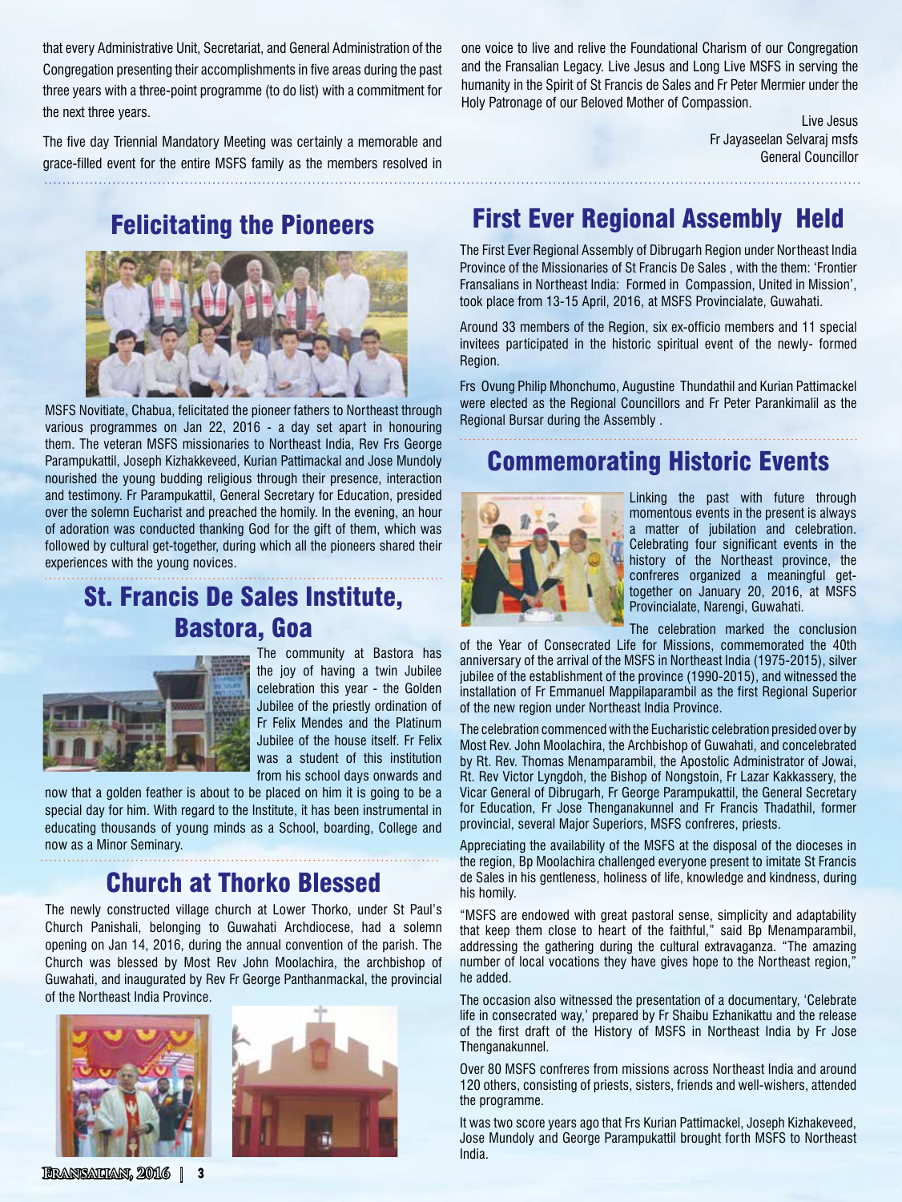that every Administrative Unit, Secretariat, and General Administration of the Congregation presenting their accomplishments in five areas during the past three years with a three-point programme (to do list) with a commitment for the next three years.

The five day Triennial Mandatory Meeting was certainly a memorable and grace-filled event for the entire MSFS family as the members resolved in one voice to live and relive the Foundational Charism of our Congregation and the Fransalian Legacy. Live Jesus and Long Live MSFS in serving the humanity in the Spirit of St Francis de Sales and Fr Peter Mermier under the Holy Patronage of our Beloved Mother of Compassion.

Live Jesus
Fr Jayaseelan Selvaraj msfs
General Councillor

## Felicitating the Pioneers

MSFS Novitiate, Chabua, felicitated the pioneer fathers to Northeast through various programmes on Jan 22, 2016 - a day set apart in honouring them. The veteran MSFS missionaries to Northeast India, Rev Frs George Parampukattil, Joseph Kizhakkeveed, Kurian Pattimackal and Jose Mundoly nourished the young budding religious through their presence, interaction and testimony. Fr Parampukattil, General Secretary for Education, presided over the solemn Eucharist and preached the homily. In the evening, an hour of adoration was conducted thanking God for the gift of them, which was followed by cultural get-together, during which all the pioneers shared their experiences with the young novices.

## St. Francis De Sales Institute, Bastora, Goa

The community at Bastora has the joy of having a twin Jubilee celebration this year - the Golden Jubilee of the priestly ordination of Fr Felix Mendes and the Platinum Jubilee of the house itself. Fr Felix was a student of this institution from his school days onwards and now that a golden feather is about to be placed on him it is going to be a special day for him. With regard to the Institute, it has been instrumental in educating thousands of young minds as a School, boarding, College and now as a Minor Seminary.

## Church at Thorko Blessed

The newly constructed village church at Lower Thorko, under St Paul's Church Panishali, belonging to Guwahati Archdiocese, had a solemn opening on Jan 14, 2016, during the annual convention of the parish. The Church was blessed by Most Rev John Moolachira, the archbishop of Guwahati, and inaugurated by Rev Fr George Panthanmackal, the provincial of the Northeast India Province.

## First Ever Regional Assembly Held

The First Ever Regional Assembly of Dibrugarh Region under Northeast India Province of the Missionaries of St Francis De Sales , with the them: 'Frontier Fransalians in Northeast India: Formed in Compassion, United in Mission', took place from 13-15 April, 2016, at MSFS Provincialate, Guwahati.

Around 33 members of the Region, six ex-officio members and 11 special invitees participated in the historic spiritual event of the newly- formed Region.

Frs Ovung Philip Mhonchumo, Augustine Thundathil and Kurian Pattimackel were elected as the Regional Councillors and Fr Peter Parankimalil as the Regional Bursar during the Assembly .

## Commemorating Historic Events

Linking the past with future through momentous events in the present is always a matter of jubilation and celebration. Celebrating four significant events in the history of the Northeast province, the confreres organized a meaningful get-together on January 20, 2016, at MSFS Provincialate, Narengi, Guwahati.

The celebration marked the conclusion of the Year of Consecrated Life for Missions, commemorated the 40th anniversary of the arrival of the MSFS in Northeast India (1975-2015), silver jubilee of the establishment of the province (1990-2015), and witnessed the installation of Fr Emmanuel Mappilaparambil as the first Regional Superior of the new region under Northeast India Province.

The celebration commenced with the Eucharistic celebration presided over by Most Rev. John Moolachira, the Archbishop of Guwahati, and concelebrated by Rt. Rev. Thomas Menamparambil, the Apostolic Administrator of Jowai, Rt. Rev Victor Lyngdoh, the Bishop of Nongstoin, Fr Lazar Kakkassery, the Vicar General of Dibrugarh, Fr George Parampukattil, the General Secretary for Education, Fr Jose Thenganakunnel and Fr Francis Thadathil, former provincial, several Major Superiors, MSFS confreres, priests.

Appreciating the availability of the MSFS at the disposal of the dioceses in the region, Bp Moolachira challenged everyone present to imitate St Francis de Sales in his gentleness, holiness of life, knowledge and kindness, during his homily.

"MSFS are endowed with great pastoral sense, simplicity and adaptability that keep them close to heart of the faithful," said Bp Menamparambil, addressing the gathering during the cultural extravaganza. "The amazing number of local vocations they have gives hope to the Northeast region," he added.

The occasion also witnessed the presentation of a documentary, 'Celebrate life in consecrated way,' prepared by Fr Shaibu Ezhanikattu and the release of the first draft of the History of MSFS in Northeast India by Fr Jose Thenganakunnel.

Over 80 MSFS confreres from missions across Northeast India and around 120 others, consisting of priests, sisters, friends and well-wishers, attended the programme.

It was two score years ago that Frs Kurian Pattimackel, Joseph Kizhakeveed, Jose Mundoly and George Parampukattil brought forth MSFS to Northeast India.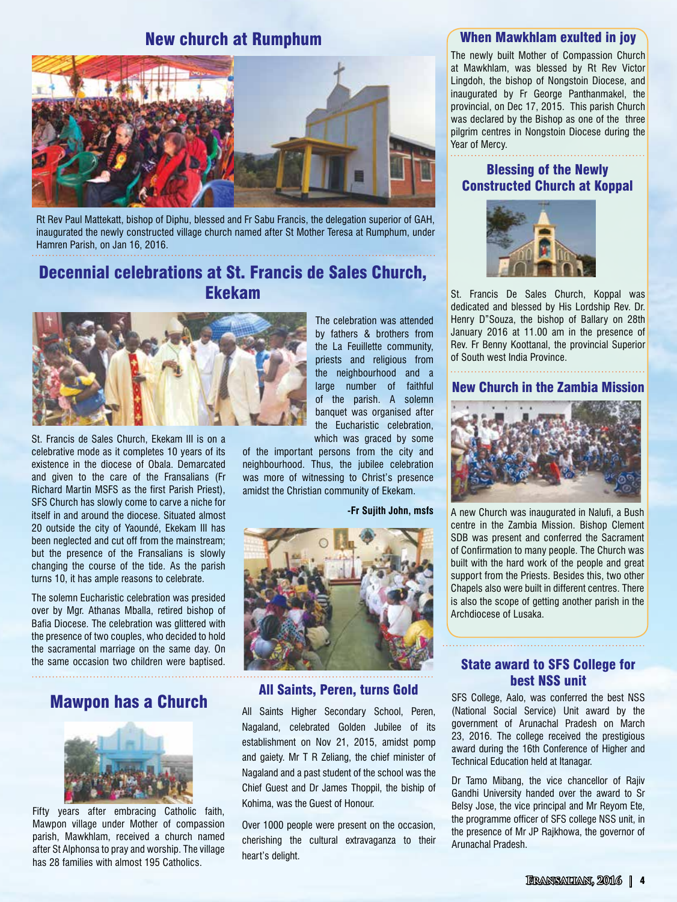## New church at Rumphum

Rt Rev Paul Mattekatt, bishop of Diphu, blessed and Fr Sabu Francis, the delegation superior of GAH, inaugurated the newly constructed village church named after St Mother Teresa at Rumphum, under Hamren Parish, on Jan 16, 2016.

## Decennial celebrations at St. Francis de Sales Church, Ekekam

St. Francis de Sales Church, Ekekam III is on a celebrative mode as it completes 10 years of its existence in the diocese of Obala. Demarcated and given to the care of the Fransalians (Fr Richard Martin MSFS as the first Parish Priest), SFS Church has slowly come to carve a niche for itself in and around the diocese. Situated almost 20 outside the city of Yaoundé, Ekekam III has been neglected and cut off from the mainstream; but the presence of the Fransalians is slowly changing the course of the tide. As the parish turns 10, it has ample reasons to celebrate.

The solemn Eucharistic celebration was presided over by Mgr. Athanas Mballa, retired bishop of Bafia Diocese. The celebration was glittered with the presence of two couples, who decided to hold the sacramental marriage on the same day. On the same occasion two children were baptised.

The celebration was attended by fathers & brothers from the La Feuillette community, priests and religious from the neighbourhood and a large number of faithful of the parish. A solemn banquet was organised after the Eucharistic celebration, which was graced by some of the important persons from the city and neighbourhood. Thus, the jubilee celebration was more of witnessing to Christ's presence amidst the Christian community of Ekekam.

**-Fr Sujith John, msfs**

## Mawpon has a Church

Fifty years after embracing Catholic faith, Mawpon village under Mother of compassion parish, Mawkhlam, received a church named after St Alphonsa to pray and worship. The village has 28 families with almost 195 Catholics.

## All Saints, Peren, turns Gold

All Saints Higher Secondary School, Peren, Nagaland, celebrated Golden Jubilee of its establishment on Nov 21, 2015, amidst pomp and gaiety. Mr T R Zeliang, the chief minister of Nagaland and a past student of the school was the Chief Guest and Dr James Thoppil, the biship of Kohima, was the Guest of Honour.

Over 1000 people were present on the occasion, cherishing the cultural extravaganza to their heart's delight.

## When Mawkhlam exulted in joy

The newly built Mother of Compassion Church at Mawkhlam, was blessed by Rt Rev Victor Lingdoh, the bishop of Nongstoin Diocese, and inaugurated by Fr George Panthanmakel, the provincial, on Dec 17, 2015. This parish Church was declared by the Bishop as one of the three pilgrim centres in Nongstoin Diocese during the Year of Mercy.

## Blessing of the Newly Constructed Church at Koppal

St. Francis De Sales Church, Koppal was dedicated and blessed by His Lordship Rev. Dr. Henry D"Souza, the bishop of Ballary on 28th January 2016 at 11.00 am in the presence of Rev. Fr Benny Koottanal, the provincial Superior of South west India Province.

## New Church in the Zambia Mission

A new Church was inaugurated in Nalufi, a Bush centre in the Zambia Mission. Bishop Clement SDB was present and conferred the Sacrament of Confirmation to many people. The Church was built with the hard work of the people and great support from the Priests. Besides this, two other Chapels also were built in different centres. There is also the scope of getting another parish in the Archdiocese of Lusaka.

## State award to SFS College for best NSS unit

SFS College, Aalo, was conferred the best NSS (National Social Service) Unit award by the government of Arunachal Pradesh on March 23, 2016. The college received the prestigious award during the 16th Conference of Higher and Technical Education held at Itanagar.

Dr Tamo Mibang, the vice chancellor of Rajiv Gandhi University handed over the award to Sr Belsy Jose, the vice principal and Mr Reyom Ete, the programme officer of SFS college NSS unit, in the presence of Mr JP Rajkhowa, the governor of Arunachal Pradesh.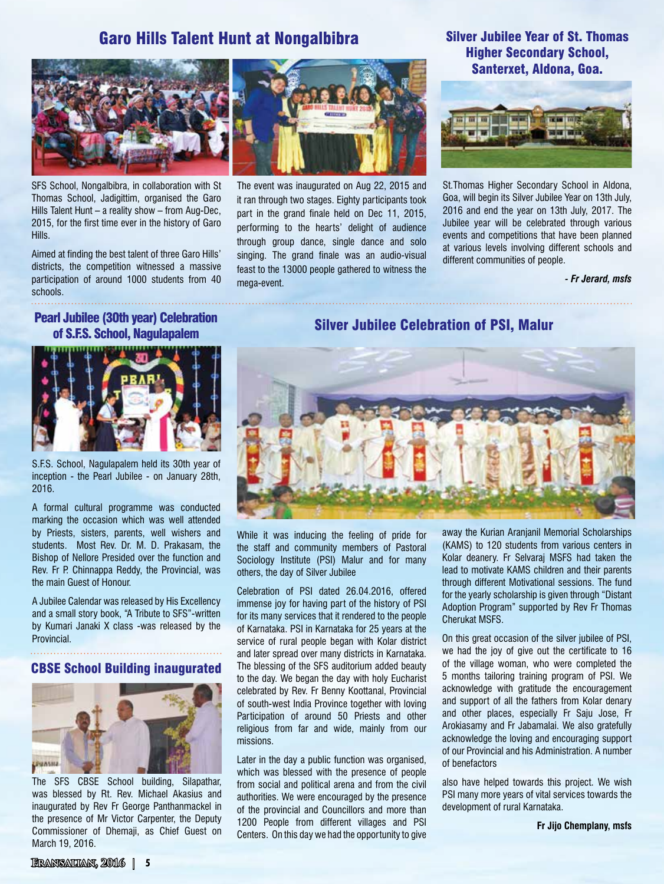## Garo Hills Talent Hunt at Nongalbibra

SFS School, Nongalbibra, in collaboration with St Thomas School, Jadigittim, organised the Garo Hills Talent Hunt – a reality show – from Aug-Dec, 2015, for the first time ever in the history of Garo Hills.

Aimed at finding the best talent of three Garo Hills' districts, the competition witnessed a massive participation of around 1000 students from 40 schools.

The event was inaugurated on Aug 22, 2015 and it ran through two stages. Eighty participants took part in the grand finale held on Dec 11, 2015, performing to the hearts' delight of audience through group dance, single dance and solo singing. The grand finale was an audio-visual feast to the 13000 people gathered to witness the mega-event.

## Silver Jubilee Year of St. Thomas Higher Secondary School, Santerxet, Aldona, Goa.

St.Thomas Higher Secondary School in Aldona, Goa, will begin its Silver Jubilee Year on 13th July, 2016 and end the year on 13th July, 2017. The Jubilee year will be celebrated through various events and competitions that have been planned at various levels involving different schools and different communities of people.

*- Fr Jerard, msfs*

## Pearl Jubilee (30th year) Celebration of S.F.S. School, Nagulapalem

S.F.S. School, Nagulapalem held its 30th year of inception - the Pearl Jubilee - on January 28th, 2016.

A formal cultural programme was conducted marking the occasion which was well attended by Priests, sisters, parents, well wishers and students. Most Rev. Dr. M. D. Prakasam, the Bishop of Nellore Presided over the function and Rev. Fr P. Chinnappa Reddy, the Provincial, was the main Guest of Honour.

A Jubilee Calendar was released by His Excellency and a small story book, "A Tribute to SFS"-written by Kumari Janaki X class -was released by the Provincial.

## CBSE School Building inaugurated

The SFS CBSE School building, Silapathar, was blessed by Rt. Rev. Michael Akasius and inaugurated by Rev Fr George Panthanmackel in the presence of Mr Victor Carpenter, the Deputy Commissioner of Dhemaji, as Chief Guest on March 19, 2016.

## Silver Jubilee Celebration of PSI, Malur

While it was inducing the feeling of pride for the staff and community members of Pastoral Sociology Institute (PSI) Malur and for many others, the day of Silver Jubilee

Celebration of PSI dated 26.04.2016, offered immense joy for having part of the history of PSI for its many services that it rendered to the people of Karnataka. PSI in Karnataka for 25 years at the service of rural people began with Kolar district and later spread over many districts in Karnataka. The blessing of the SFS auditorium added beauty to the day. We began the day with holy Eucharist celebrated by Rev. Fr Benny Koottanal, Provincial of south-west India Province together with loving Participation of around 50 Priests and other religious from far and wide, mainly from our missions.

Later in the day a public function was organised, which was blessed with the presence of people from social and political arena and from the civil authorities. We were encouraged by the presence of the provincial and Councillors and more than 1200 People from different villages and PSI Centers. On this day we had the opportunity to give away the Kurian Aranjanil Memorial Scholarships (KAMS) to 120 students from various centers in Kolar deanery. Fr Selvaraj MSFS had taken the lead to motivate KAMS children and their parents through different Motivational sessions. The fund for the yearly scholarship is given through "Distant Adoption Program" supported by Rev Fr Thomas Cherukat MSFS.

On this great occasion of the silver jubilee of PSI, we had the joy of give out the certificate to 16 of the village woman, who were completed the 5 months tailoring training program of PSI. We acknowledge with gratitude the encouragement and support of all the fathers from Kolar denary and other places, especially Fr Saju Jose, Fr Arokiasamy and Fr Jabamalai. We also gratefully acknowledge the loving and encouraging support of our Provincial and his Administration. A number of benefactors

also have helped towards this project. We wish PSI many more years of vital services towards the development of rural Karnataka.

**Fr Jijo Chemplany, msfs**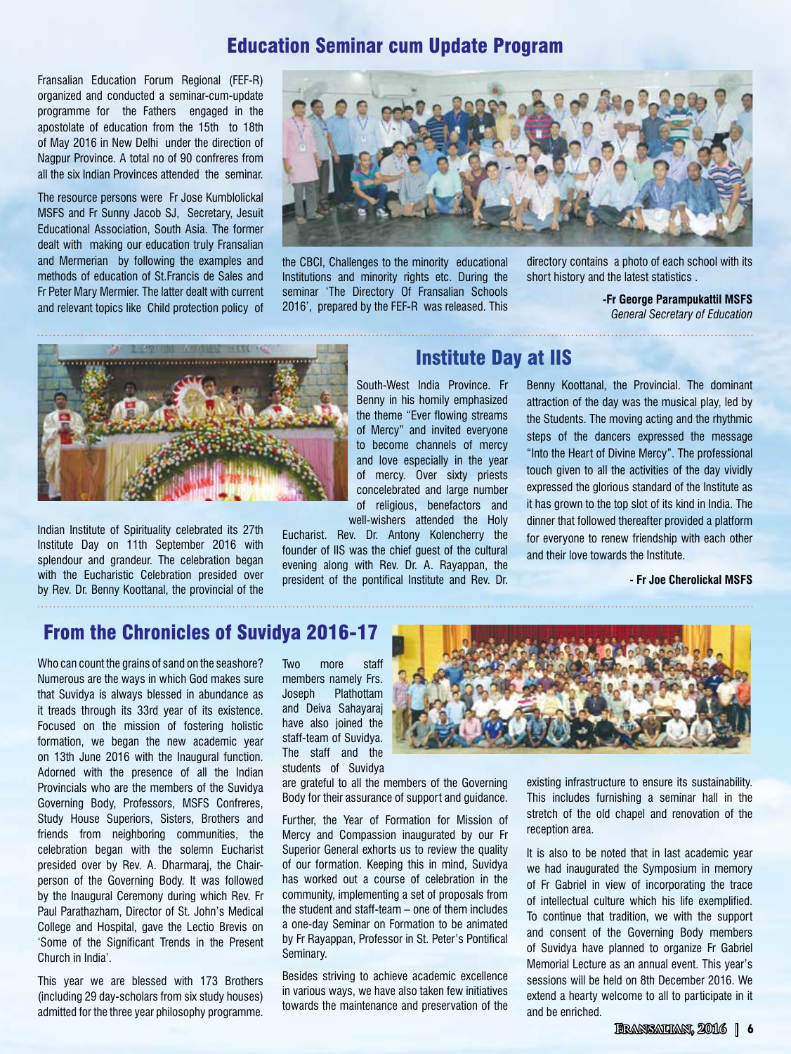## Education Seminar cum Update Program

Fransalian Education Forum Regional (FEF-R) organized and conducted a seminar-cum-update programme for the Fathers engaged in the apostolate of education from the 15th to 18th of May 2016 in New Delhi under the direction of Nagpur Province. A total no of 90 confreres from all the six Indian Provinces attended the seminar.

The resource persons were Fr Jose Kumblolickal MSFS and Fr Sunny Jacob SJ, Secretary, Jesuit Educational Association, South Asia. The former dealt with making our education truly Fransalian and Mermerian by following the examples and methods of education of St.Francis de Sales and Fr Peter Mary Mermier. The latter dealt with current and relevant topics like Child protection policy of the CBCI, Challenges to the minority educational Institutions and minority rights etc. During the seminar 'The Directory Of Fransalian Schools 2016', prepared by the FEF-R was released. This directory contains a photo of each school with its short history and the latest statistics .

**-Fr George Parampukattil MSFS**
*General Secretary of Education*

## Institute Day at IIS

Indian Institute of Spirituality celebrated its 27th Institute Day on 11th September 2016 with splendour and grandeur. The celebration began with the Eucharistic Celebration presided over by Rev. Dr. Benny Koottanal, the provincial of the South-West India Province. Fr Benny in his homily emphasized the theme "Ever flowing streams of Mercy" and invited everyone to become channels of mercy and love especially in the year of mercy. Over sixty priests concelebrated and large number of religious, benefactors and well-wishers attended the Holy Eucharist. Rev. Dr. Antony Kolencherry the founder of IIS was the chief guest of the cultural evening along with Rev. Dr. A. Rayappan, the president of the pontifical Institute and Rev. Dr. Benny Koottanal, the Provincial. The dominant attraction of the day was the musical play, led by the Students. The moving acting and the rhythmic steps of the dancers expressed the message "Into the Heart of Divine Mercy". The professional touch given to all the activities of the day vividly expressed the glorious standard of the Institute as it has grown to the top slot of its kind in India. The dinner that followed thereafter provided a platform for everyone to renew friendship with each other and their love towards the Institute.

**- Fr Joe Cherolickal MSFS**

## From the Chronicles of Suvidya 2016-17

Who can count the grains of sand on the seashore? Numerous are the ways in which God makes sure that Suvidya is always blessed in abundance as it treads through its 33rd year of its existence. Focused on the mission of fostering holistic formation, we began the new academic year on 13th June 2016 with the Inaugural function. Adorned with the presence of all the Indian Provincials who are the members of the Suvidya Governing Body, Professors, MSFS Confreres, Study House Superiors, Sisters, Brothers and friends from neighboring communities, the celebration began with the solemn Eucharist presided over by Rev. A. Dharmaraj, the Chair-person of the Governing Body. It was followed by the Inaugural Ceremony during which Rev. Fr Paul Parathazham, Director of St. John's Medical College and Hospital, gave the Lectio Brevis on 'Some of the Significant Trends in the Present Church in India'.

This year we are blessed with 173 Brothers (including 29 day-scholars from six study houses) admitted for the three year philosophy programme. Two more staff members namely Frs. Joseph Plathottam and Deiva Sahayaraj have also joined the staff-team of Suvidya. The staff and the students of Suvidya are grateful to all the members of the Governing Body for their assurance of support and guidance.

Further, the Year of Formation for Mission of Mercy and Compassion inaugurated by our Fr Superior General exhorts us to review the quality of our formation. Keeping this in mind, Suvidya has worked out a course of celebration in the community, implementing a set of proposals from the student and staff-team – one of them includes a one-day Seminar on Formation to be animated by Fr Rayappan, Professor in St. Peter's Pontifical Seminary.

Besides striving to achieve academic excellence in various ways, we have also taken few initiatives towards the maintenance and preservation of the existing infrastructure to ensure its sustainability. This includes furnishing a seminar hall in the stretch of the old chapel and renovation of the reception area.

It is also to be noted that in last academic year we had inaugurated the Symposium in memory of Fr Gabriel in view of incorporating the trace of intellectual culture which his life exemplified. To continue that tradition, we with the support and consent of the Governing Body members of Suvidya have planned to organize Fr Gabriel Memorial Lecture as an annual event. This year's sessions will be held on 8th December 2016. We extend a hearty welcome to all to participate in it and be enriched.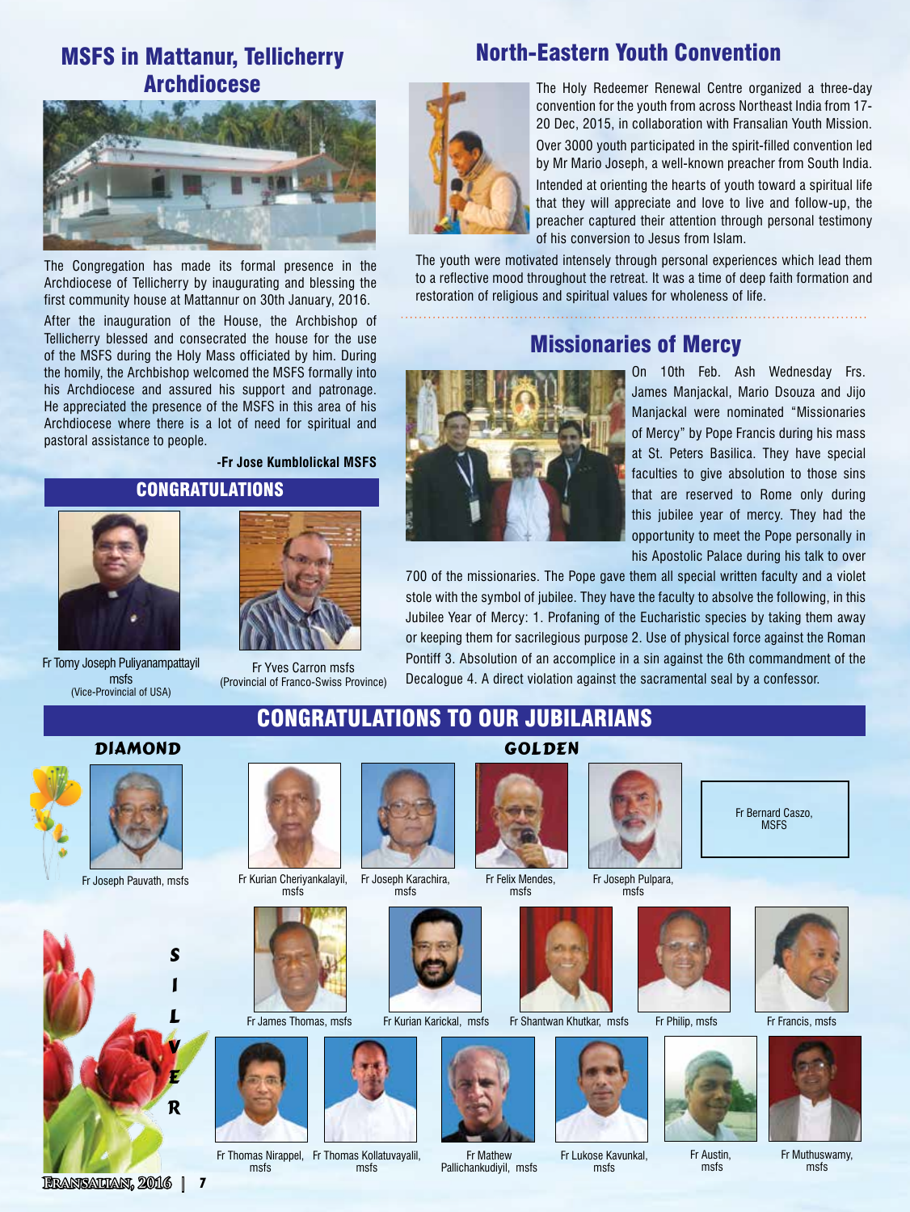## MSFS in Mattanur, Tellicherry Archdiocese

The Congregation has made its formal presence in the Archdiocese of Tellicherry by inaugurating and blessing the first community house at Mattannur on 30th January, 2016.

After the inauguration of the House, the Archbishop of Tellicherry blessed and consecrated the house for the use of the MSFS during the Holy Mass officiated by him. During the homily, the Archbishop welcomed the MSFS formally into his Archdiocese and assured his support and patronage. He appreciated the presence of the MSFS in this area of his Archdiocese where there is a lot of need for spiritual and pastoral assistance to people.

**-Fr Jose Kumblolickal MSFS**

## CONGRATULATIONS

Fr Tomy Joseph Puliyanampattayil msfs
(Vice-Provincial of USA)

Fr Yves Carron msfs
(Provincial of Franco-Swiss Province)

## North-Eastern Youth Convention

The Holy Redeemer Renewal Centre organized a three-day convention for the youth from across Northeast India from 17-20 Dec, 2015, in collaboration with Fransalian Youth Mission.

Over 3000 youth participated in the spirit-filled convention led by Mr Mario Joseph, a well-known preacher from South India.

Intended at orienting the hearts of youth toward a spiritual life that they will appreciate and love to live and follow-up, the preacher captured their attention through personal testimony of his conversion to Jesus from Islam.

The youth were motivated intensely through personal experiences which lead them to a reflective mood throughout the retreat. It was a time of deep faith formation and restoration of religious and spiritual values for wholeness of life.

## Missionaries of Mercy

On 10th Feb. Ash Wednesday Frs. James Manjackal, Mario Dsouza and Jijo Manjackal were nominated "Missionaries of Mercy" by Pope Francis during his mass at St. Peters Basilica. They have special faculties to give absolution to those sins that are reserved to Rome only during this jubilee year of mercy. They had the opportunity to meet the Pope personally in his Apostolic Palace during his talk to over 700 of the missionaries. The Pope gave them all special written faculty and a violet stole with the symbol of jubilee. They have the faculty to absolve the following, in this Jubilee Year of Mercy: 1. Profaning of the Eucharistic species by taking them away or keeping them for sacrilegious purpose 2. Use of physical force against the Roman Pontiff 3. Absolution of an accomplice in a sin against the 6th commandment of the Decalogue 4. A direct violation against the sacramental seal by a confessor.

## CONGRATULATIONS TO OUR JUBILARIANS

### DIAMOND

Fr Joseph Pauvath, msfs

### GOLDEN

Fr Kurian Cheriyankalayil, msfs

Fr Joseph Karachira, msfs

Fr Felix Mendes, msfs

Fr Joseph Pulpara, msfs

Fr Bernard Caszo, MSFS

### SILVER

Fr James Thomas, msfs

Fr Kurian Karickal, msfs

Fr Shantwan Khutkar, msfs

Fr Philip, msfs

Fr Francis, msfs

Fr Thomas Nirappel, msfs

Fr Thomas Kollatuvayalil, msfs

Fr Mathew Pallichankudiyil, msfs

Fr Lukose Kavunkal, msfs

Fr Austin, msfs

Fr Muthuswamy, msfs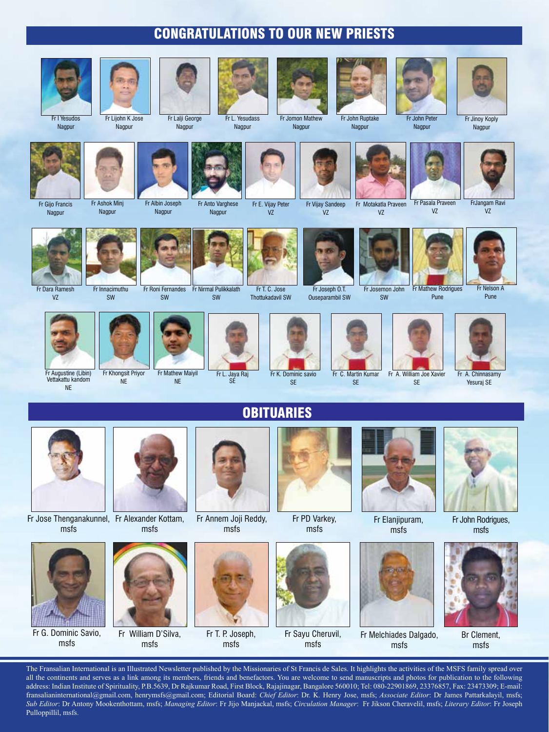## CONGRATULATIONS TO OUR NEW PRIESTS

Fr I Yesudos
Nagpur

Fr Lijohn K Jose
Nagpur

Fr Lalji George
Nagpur

Fr L. Yesudass
Nagpur

Fr Jomon Mathew
Nagpur

Fr John Ruptake
Nagpur

Fr John Peter
Nagpur

Fr Jinoy Kopply
Nagpur

Fr Gijo Francis
Nagpur

Fr Ashok Minj
Nagpur

Fr Albin Joseph
Nagpur

Fr Anto Varghese
Nagpur

Fr E. Vijay Peter
VZ

Fr Vijay Sandeep
VZ

Fr Motakatla Praveen
VZ

Fr Pasala Praveen
VZ

FrJangam Ravi
VZ

Fr Dara Ramesh
VZ

Fr Innacimuthu
SW

Fr Roni Fernandes
SW

Fr Nirmal Pulikkalath
SW

Fr T. C. Jose
Thottukadavil SW

Fr Joseph O.T.
Ouseparambil SW

Fr Josemon John
SW

Fr Mathew Rodrigues
Pune

Fr Nelson A
Pune

Fr Augustine (Libin) Vettakattu kandom
NE

Fr Khongsit Priyor
NE

Fr Mathew Maiyil
NE

Fr L. Jaya Raj
SE

Fr K. Dominic savio
SE

Fr C. Martin Kumar
SE

Fr A. William Joe Xavier
SE

Fr A. Chinnasamy
Yesuraj SE

## OBITUARIES

Fr Jose Thenganakunnel,
msfs

Fr Alexander Kottam,
msfs

Fr Annem Joji Reddy,
msfs

Fr PD Varkey,
msfs

Fr Elanjipuram,
msfs

Fr John Rodrigues,
msfs

Fr G. Dominic Savio,
msfs

Fr William D'Silva,
msfs

Fr T. P. Joseph,
msfs

Fr Sayu Cheruvil,
msfs

Fr Melchiades Dalgado,
msfs

Br Clement,
msfs

The Fransalian International is an Illustrated Newsletter published by the Missionaries of St Francis de Sales. It highlights the activities of the MSFS family spread over all the continents and serves as a link among its members, friends and benefactors. You are welcome to send manuscripts and photos for publication to the following address: Indian Institute of Spirituality, P.B.5639, Dr Rajkumar Road, First Block, Rajajinagar, Bangalore 560010; Tel: 080-22901869, 23376857, Fax: 23473309; E-mail: fransalianinternational@gmail.com, henrymsfs@gmail.com; Editorial Board: *Chief Editor*: Dr. K. Henry Jose, msfs; *Associate Editor*: Dr James Pattarkalayil, msfs; *Sub Editor*: Dr Antony Mookenthottam, msfs; *Managing Editor*: Fr Jijo Manjackal, msfs; *Circulation Manager*: Fr Jikson Cheravelil, msfs; *Literary Editor*: Fr Joseph Pulloppillil, msfs.